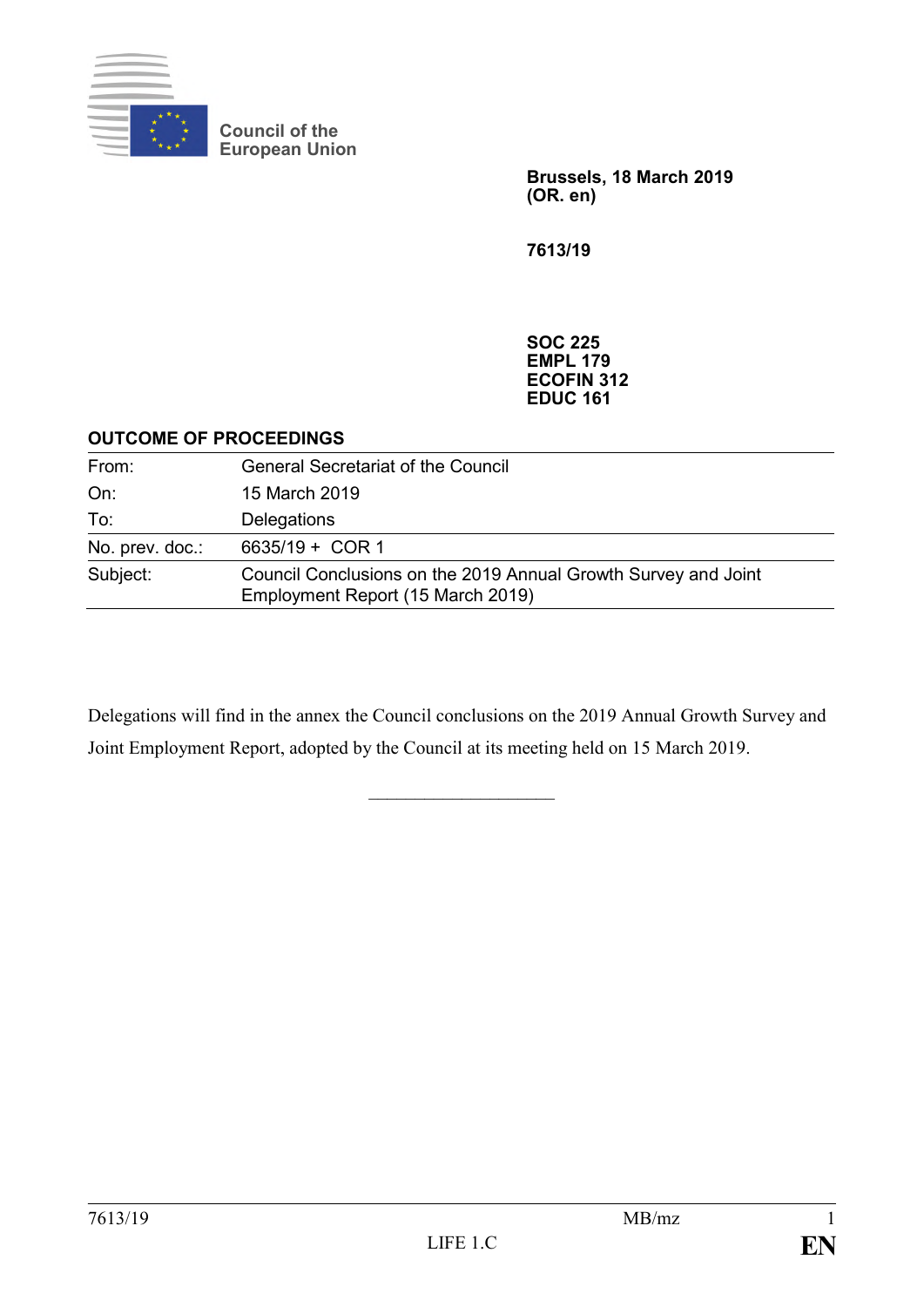Council of the European Union

**Brussels, 18 March 2019**
**(OR. en)**

**7613/19**

**SOC 225**
**EMPL 179**
**ECOFIN 312**
**EDUC 161**

**OUTCOME OF PROCEEDINGS**

| | |
|---|---|
| From: | General Secretariat of the Council |
| On: | 15 March 2019 |
| To: | Delegations |
| No. prev. doc.: | 6635/19 + COR 1 |
| Subject: | Council Conclusions on the 2019 Annual Growth Survey and Joint Employment Report (15 March 2019) |

Delegations will find in the annex the Council conclusions on the 2019 Annual Growth Survey and Joint Employment Report, adopted by the Council at its meeting held on 15 March 2019.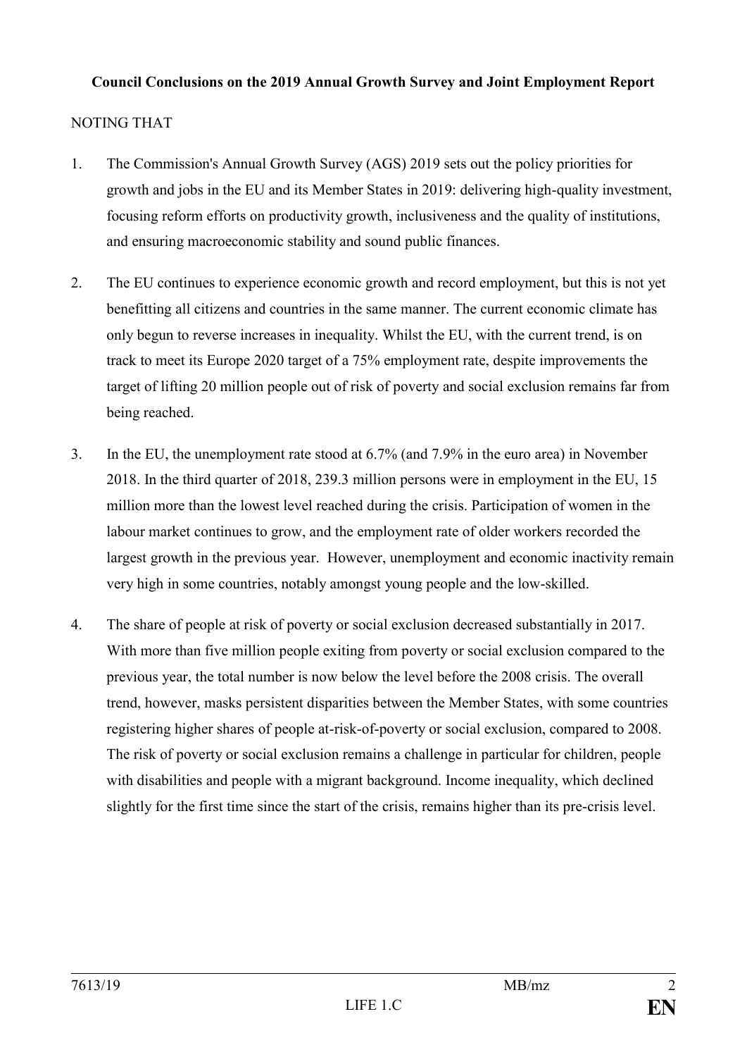**Council Conclusions on the 2019 Annual Growth Survey and Joint Employment Report**

NOTING THAT

1. The Commission's Annual Growth Survey (AGS) 2019 sets out the policy priorities for growth and jobs in the EU and its Member States in 2019: delivering high-quality investment, focusing reform efforts on productivity growth, inclusiveness and the quality of institutions, and ensuring macroeconomic stability and sound public finances.

2. The EU continues to experience economic growth and record employment, but this is not yet benefitting all citizens and countries in the same manner. The current economic climate has only begun to reverse increases in inequality. Whilst the EU, with the current trend, is on track to meet its Europe 2020 target of a 75% employment rate, despite improvements the target of lifting 20 million people out of risk of poverty and social exclusion remains far from being reached.

3. In the EU, the unemployment rate stood at 6.7% (and 7.9% in the euro area) in November 2018. In the third quarter of 2018, 239.3 million persons were in employment in the EU, 15 million more than the lowest level reached during the crisis. Participation of women in the labour market continues to grow, and the employment rate of older workers recorded the largest growth in the previous year. However, unemployment and economic inactivity remain very high in some countries, notably amongst young people and the low-skilled.

4. The share of people at risk of poverty or social exclusion decreased substantially in 2017. With more than five million people exiting from poverty or social exclusion compared to the previous year, the total number is now below the level before the 2008 crisis. The overall trend, however, masks persistent disparities between the Member States, with some countries registering higher shares of people at-risk-of-poverty or social exclusion, compared to 2008. The risk of poverty or social exclusion remains a challenge in particular for children, people with disabilities and people with a migrant background. Income inequality, which declined slightly for the first time since the start of the crisis, remains higher than its pre-crisis level.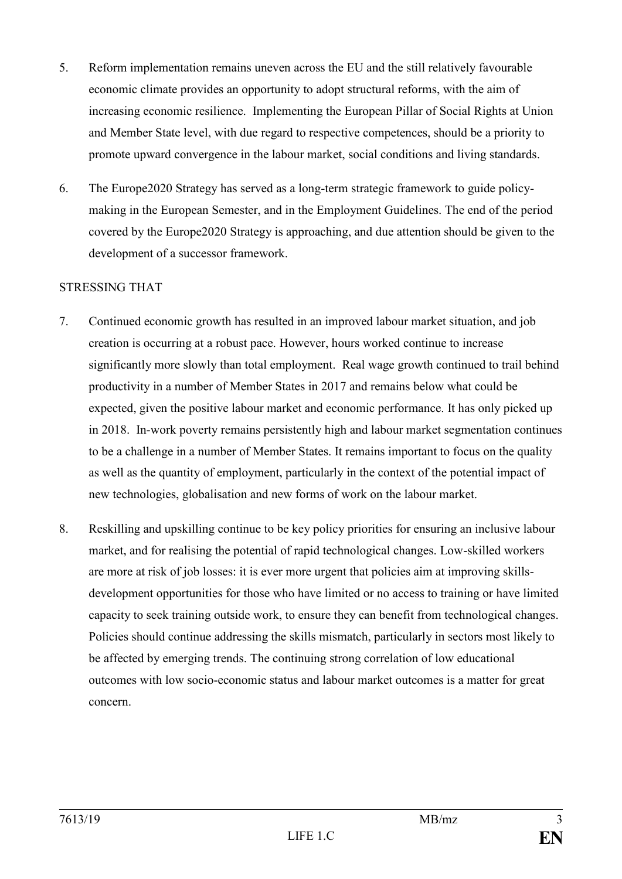5. Reform implementation remains uneven across the EU and the still relatively favourable economic climate provides an opportunity to adopt structural reforms, with the aim of increasing economic resilience. Implementing the European Pillar of Social Rights at Union and Member State level, with due regard to respective competences, should be a priority to promote upward convergence in the labour market, social conditions and living standards.

6. The Europe2020 Strategy has served as a long-term strategic framework to guide policy-making in the European Semester, and in the Employment Guidelines. The end of the period covered by the Europe2020 Strategy is approaching, and due attention should be given to the development of a successor framework.

STRESSING THAT

7. Continued economic growth has resulted in an improved labour market situation, and job creation is occurring at a robust pace. However, hours worked continue to increase significantly more slowly than total employment. Real wage growth continued to trail behind productivity in a number of Member States in 2017 and remains below what could be expected, given the positive labour market and economic performance. It has only picked up in 2018. In-work poverty remains persistently high and labour market segmentation continues to be a challenge in a number of Member States. It remains important to focus on the quality as well as the quantity of employment, particularly in the context of the potential impact of new technologies, globalisation and new forms of work on the labour market.

8. Reskilling and upskilling continue to be key policy priorities for ensuring an inclusive labour market, and for realising the potential of rapid technological changes. Low-skilled workers are more at risk of job losses: it is ever more urgent that policies aim at improving skills-development opportunities for those who have limited or no access to training or have limited capacity to seek training outside work, to ensure they can benefit from technological changes. Policies should continue addressing the skills mismatch, particularly in sectors most likely to be affected by emerging trends. The continuing strong correlation of low educational outcomes with low socio-economic status and labour market outcomes is a matter for great concern.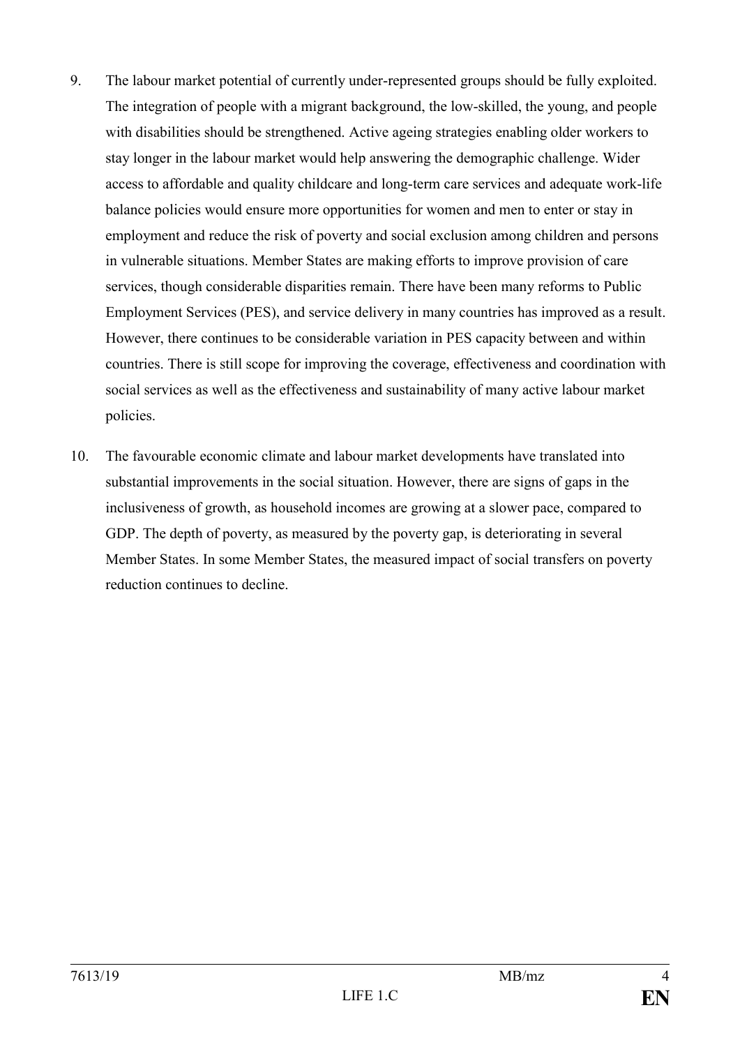9. The labour market potential of currently under-represented groups should be fully exploited. The integration of people with a migrant background, the low-skilled, the young, and people with disabilities should be strengthened. Active ageing strategies enabling older workers to stay longer in the labour market would help answering the demographic challenge. Wider access to affordable and quality childcare and long-term care services and adequate work-life balance policies would ensure more opportunities for women and men to enter or stay in employment and reduce the risk of poverty and social exclusion among children and persons in vulnerable situations. Member States are making efforts to improve provision of care services, though considerable disparities remain. There have been many reforms to Public Employment Services (PES), and service delivery in many countries has improved as a result. However, there continues to be considerable variation in PES capacity between and within countries. There is still scope for improving the coverage, effectiveness and coordination with social services as well as the effectiveness and sustainability of many active labour market policies.

10. The favourable economic climate and labour market developments have translated into substantial improvements in the social situation. However, there are signs of gaps in the inclusiveness of growth, as household incomes are growing at a slower pace, compared to GDP. The depth of poverty, as measured by the poverty gap, is deteriorating in several Member States. In some Member States, the measured impact of social transfers on poverty reduction continues to decline.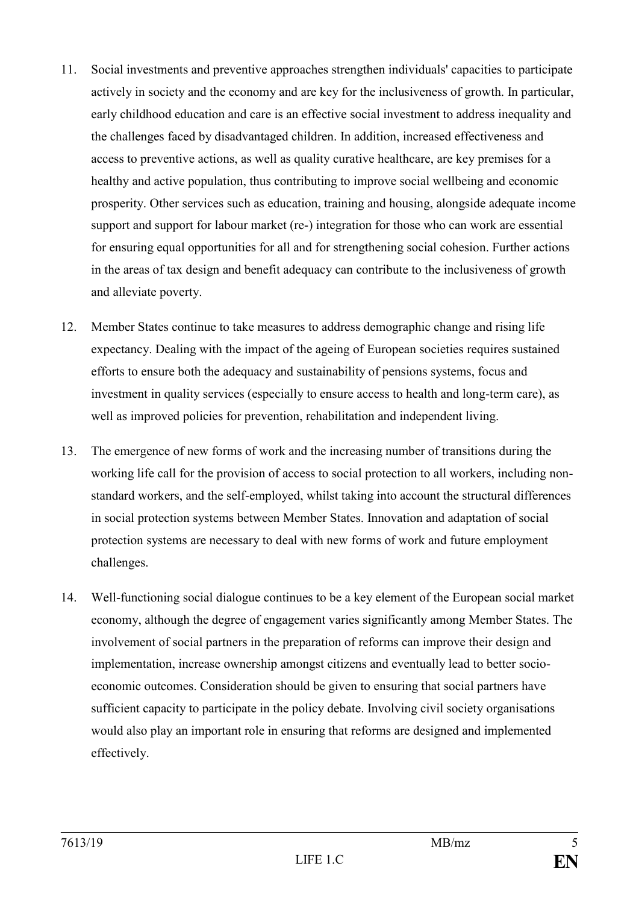11. Social investments and preventive approaches strengthen individuals' capacities to participate actively in society and the economy and are key for the inclusiveness of growth. In particular, early childhood education and care is an effective social investment to address inequality and the challenges faced by disadvantaged children. In addition, increased effectiveness and access to preventive actions, as well as quality curative healthcare, are key premises for a healthy and active population, thus contributing to improve social wellbeing and economic prosperity. Other services such as education, training and housing, alongside adequate income support and support for labour market (re-) integration for those who can work are essential for ensuring equal opportunities for all and for strengthening social cohesion. Further actions in the areas of tax design and benefit adequacy can contribute to the inclusiveness of growth and alleviate poverty.

12. Member States continue to take measures to address demographic change and rising life expectancy. Dealing with the impact of the ageing of European societies requires sustained efforts to ensure both the adequacy and sustainability of pensions systems, focus and investment in quality services (especially to ensure access to health and long-term care), as well as improved policies for prevention, rehabilitation and independent living.

13. The emergence of new forms of work and the increasing number of transitions during the working life call for the provision of access to social protection to all workers, including non-standard workers, and the self-employed, whilst taking into account the structural differences in social protection systems between Member States. Innovation and adaptation of social protection systems are necessary to deal with new forms of work and future employment challenges.

14. Well-functioning social dialogue continues to be a key element of the European social market economy, although the degree of engagement varies significantly among Member States. The involvement of social partners in the preparation of reforms can improve their design and implementation, increase ownership amongst citizens and eventually lead to better socio-economic outcomes. Consideration should be given to ensuring that social partners have sufficient capacity to participate in the policy debate. Involving civil society organisations would also play an important role in ensuring that reforms are designed and implemented effectively.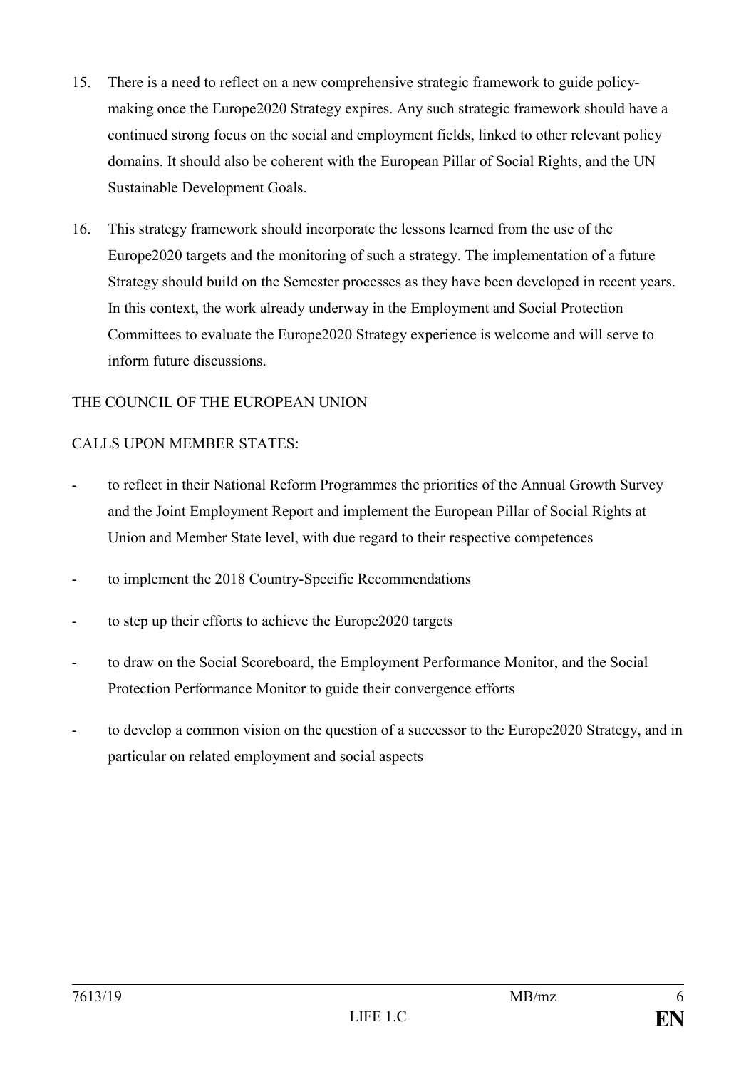15. There is a need to reflect on a new comprehensive strategic framework to guide policy-making once the Europe2020 Strategy expires. Any such strategic framework should have a continued strong focus on the social and employment fields, linked to other relevant policy domains. It should also be coherent with the European Pillar of Social Rights, and the UN Sustainable Development Goals.

16. This strategy framework should incorporate the lessons learned from the use of the Europe2020 targets and the monitoring of such a strategy. The implementation of a future Strategy should build on the Semester processes as they have been developed in recent years. In this context, the work already underway in the Employment and Social Protection Committees to evaluate the Europe2020 Strategy experience is welcome and will serve to inform future discussions.

THE COUNCIL OF THE EUROPEAN UNION

CALLS UPON MEMBER STATES:

- to reflect in their National Reform Programmes the priorities of the Annual Growth Survey and the Joint Employment Report and implement the European Pillar of Social Rights at Union and Member State level, with due regard to their respective competences
- to implement the 2018 Country-Specific Recommendations
- to step up their efforts to achieve the Europe2020 targets
- to draw on the Social Scoreboard, the Employment Performance Monitor, and the Social Protection Performance Monitor to guide their convergence efforts
- to develop a common vision on the question of a successor to the Europe2020 Strategy, and in particular on related employment and social aspects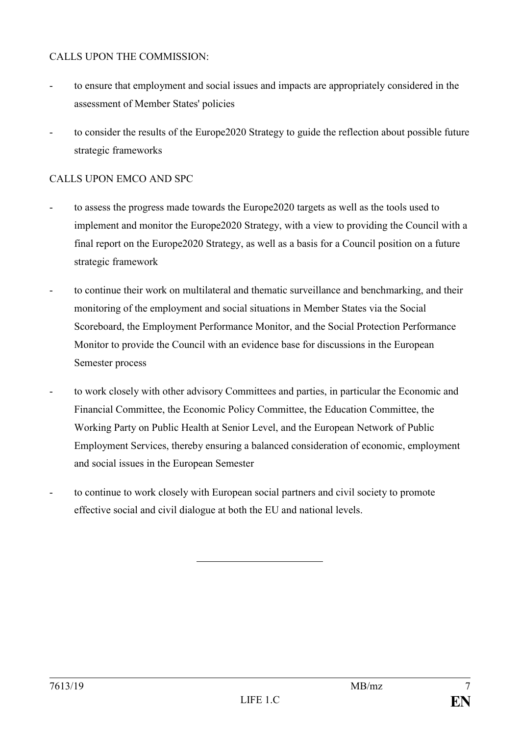CALLS UPON THE COMMISSION:

- to ensure that employment and social issues and impacts are appropriately considered in the assessment of Member States' policies
- to consider the results of the Europe2020 Strategy to guide the reflection about possible future strategic frameworks

CALLS UPON EMCO AND SPC

- to assess the progress made towards the Europe2020 targets as well as the tools used to implement and monitor the Europe2020 Strategy, with a view to providing the Council with a final report on the Europe2020 Strategy, as well as a basis for a Council position on a future strategic framework
- to continue their work on multilateral and thematic surveillance and benchmarking, and their monitoring of the employment and social situations in Member States via the Social Scoreboard, the Employment Performance Monitor, and the Social Protection Performance Monitor to provide the Council with an evidence base for discussions in the European Semester process
- to work closely with other advisory Committees and parties, in particular the Economic and Financial Committee, the Economic Policy Committee, the Education Committee, the Working Party on Public Health at Senior Level, and the European Network of Public Employment Services, thereby ensuring a balanced consideration of economic, employment and social issues in the European Semester
- to continue to work closely with European social partners and civil society to promote effective social and civil dialogue at both the EU and national levels.